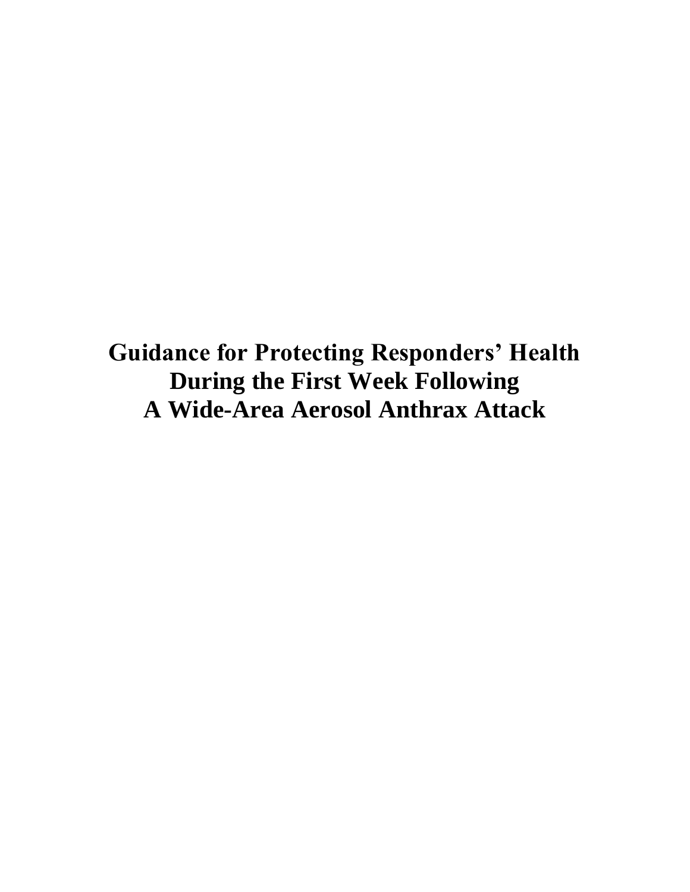# Guidance for Protecting Responders' Health During the First Week Following A Wide-Area Aerosol Anthrax Attack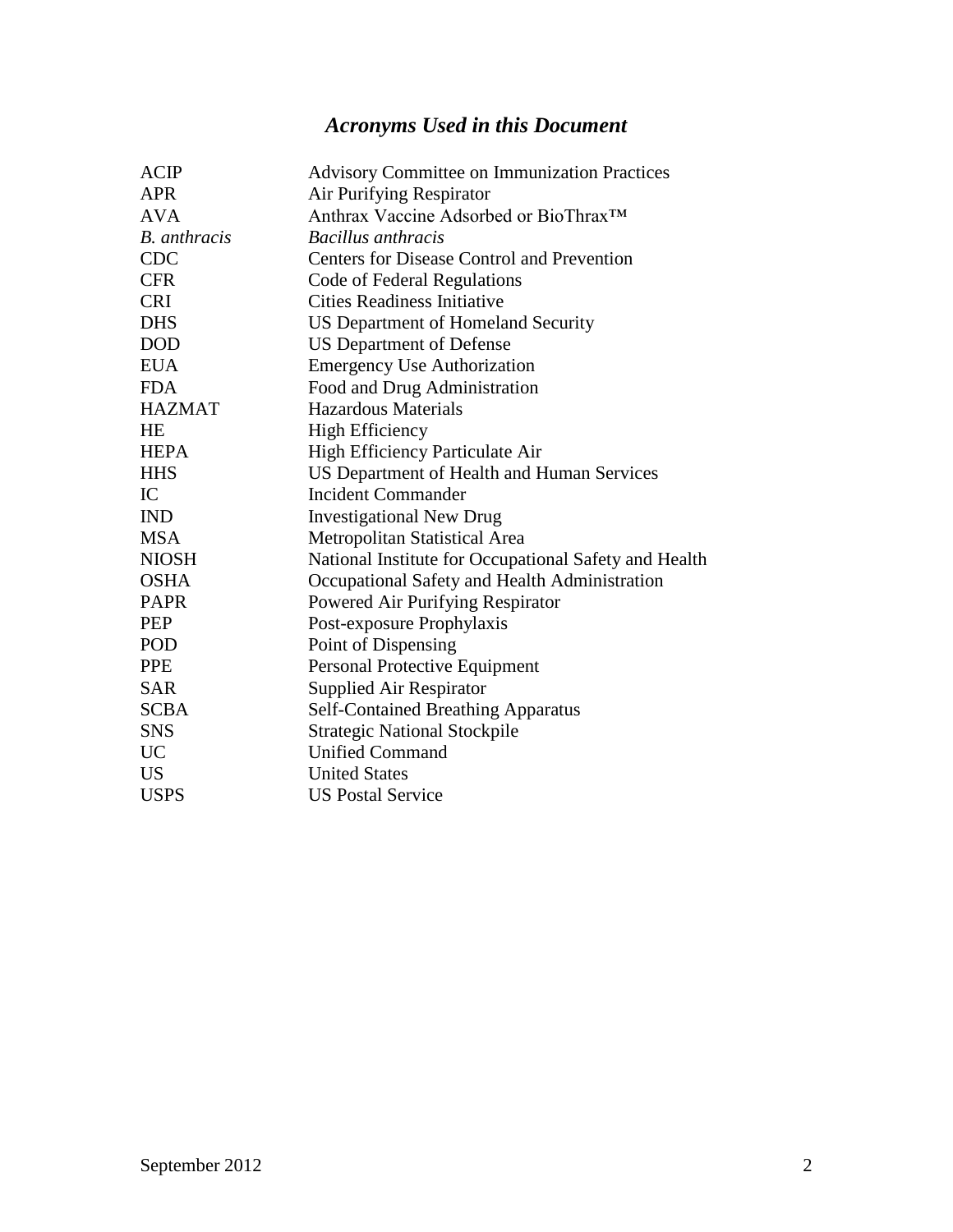# *Acronyms Used in this Document*

| | |
|---|---|
| ACIP | Advisory Committee on Immunization Practices |
| APR | Air Purifying Respirator |
| AVA | Anthrax Vaccine Adsorbed or BioThrax™ |
| *B. anthracis* | *Bacillus anthracis* |
| CDC | Centers for Disease Control and Prevention |
| CFR | Code of Federal Regulations |
| CRI | Cities Readiness Initiative |
| DHS | US Department of Homeland Security |
| DOD | US Department of Defense |
| EUA | Emergency Use Authorization |
| FDA | Food and Drug Administration |
| HAZMAT | Hazardous Materials |
| HE | High Efficiency |
| HEPA | High Efficiency Particulate Air |
| HHS | US Department of Health and Human Services |
| IC | Incident Commander |
| IND | Investigational New Drug |
| MSA | Metropolitan Statistical Area |
| NIOSH | National Institute for Occupational Safety and Health |
| OSHA | Occupational Safety and Health Administration |
| PAPR | Powered Air Purifying Respirator |
| PEP | Post-exposure Prophylaxis |
| POD | Point of Dispensing |
| PPE | Personal Protective Equipment |
| SAR | Supplied Air Respirator |
| SCBA | Self-Contained Breathing Apparatus |
| SNS | Strategic National Stockpile |
| UC | Unified Command |
| US | United States |
| USPS | US Postal Service |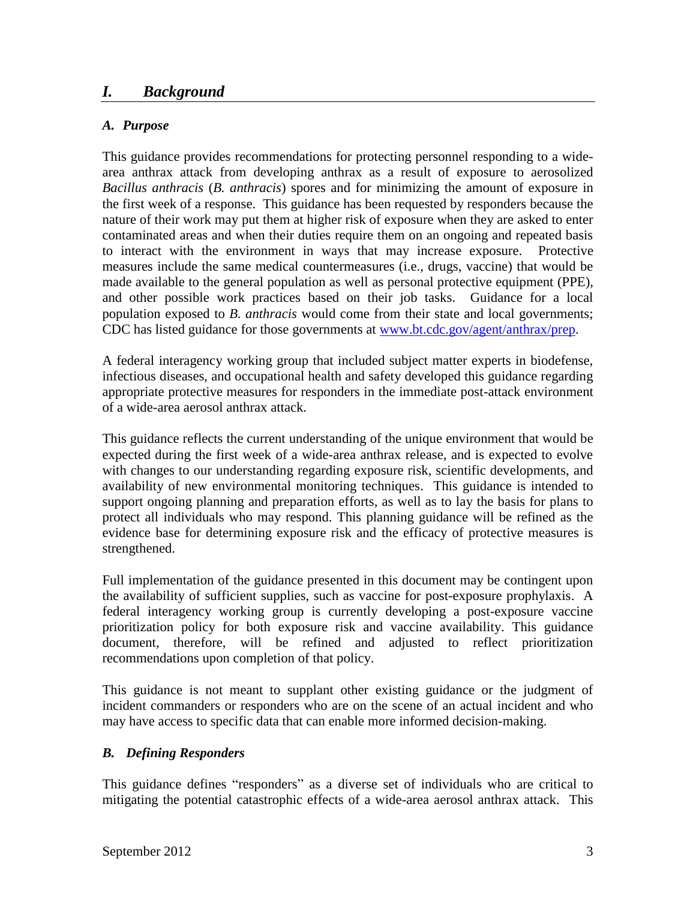## *I. Background*

### *A. Purpose*

This guidance provides recommendations for protecting personnel responding to a wide-area anthrax attack from developing anthrax as a result of exposure to aerosolized *Bacillus anthracis* (*B. anthracis*) spores and for minimizing the amount of exposure in the first week of a response. This guidance has been requested by responders because the nature of their work may put them at higher risk of exposure when they are asked to enter contaminated areas and when their duties require them on an ongoing and repeated basis to interact with the environment in ways that may increase exposure. Protective measures include the same medical countermeasures (i.e., drugs, vaccine) that would be made available to the general population as well as personal protective equipment (PPE), and other possible work practices based on their job tasks. Guidance for a local population exposed to *B. anthracis* would come from their state and local governments; CDC has listed guidance for those governments at www.bt.cdc.gov/agent/anthrax/prep.

A federal interagency working group that included subject matter experts in biodefense, infectious diseases, and occupational health and safety developed this guidance regarding appropriate protective measures for responders in the immediate post-attack environment of a wide-area aerosol anthrax attack.

This guidance reflects the current understanding of the unique environment that would be expected during the first week of a wide-area anthrax release, and is expected to evolve with changes to our understanding regarding exposure risk, scientific developments, and availability of new environmental monitoring techniques. This guidance is intended to support ongoing planning and preparation efforts, as well as to lay the basis for plans to protect all individuals who may respond. This planning guidance will be refined as the evidence base for determining exposure risk and the efficacy of protective measures is strengthened.

Full implementation of the guidance presented in this document may be contingent upon the availability of sufficient supplies, such as vaccine for post-exposure prophylaxis. A federal interagency working group is currently developing a post-exposure vaccine prioritization policy for both exposure risk and vaccine availability. This guidance document, therefore, will be refined and adjusted to reflect prioritization recommendations upon completion of that policy.

This guidance is not meant to supplant other existing guidance or the judgment of incident commanders or responders who are on the scene of an actual incident and who may have access to specific data that can enable more informed decision-making.

### *B. Defining Responders*

This guidance defines "responders" as a diverse set of individuals who are critical to mitigating the potential catastrophic effects of a wide-area aerosol anthrax attack. This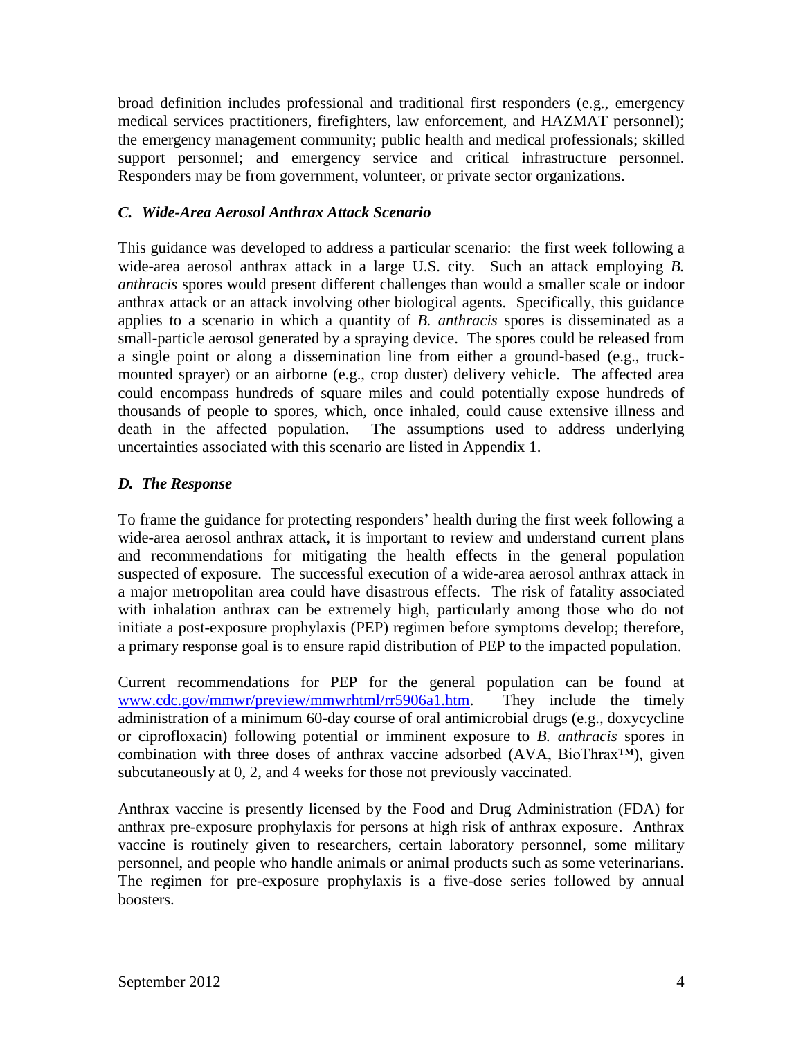broad definition includes professional and traditional first responders (e.g., emergency medical services practitioners, firefighters, law enforcement, and HAZMAT personnel); the emergency management community; public health and medical professionals; skilled support personnel; and emergency service and critical infrastructure personnel. Responders may be from government, volunteer, or private sector organizations.

### *C. Wide-Area Aerosol Anthrax Attack Scenario*

This guidance was developed to address a particular scenario: the first week following a wide-area aerosol anthrax attack in a large U.S. city. Such an attack employing *B. anthracis* spores would present different challenges than would a smaller scale or indoor anthrax attack or an attack involving other biological agents. Specifically, this guidance applies to a scenario in which a quantity of *B. anthracis* spores is disseminated as a small-particle aerosol generated by a spraying device. The spores could be released from a single point or along a dissemination line from either a ground-based (e.g., truck-mounted sprayer) or an airborne (e.g., crop duster) delivery vehicle. The affected area could encompass hundreds of square miles and could potentially expose hundreds of thousands of people to spores, which, once inhaled, could cause extensive illness and death in the affected population. The assumptions used to address underlying uncertainties associated with this scenario are listed in Appendix 1.

### *D. The Response*

To frame the guidance for protecting responders' health during the first week following a wide-area aerosol anthrax attack, it is important to review and understand current plans and recommendations for mitigating the health effects in the general population suspected of exposure. The successful execution of a wide-area aerosol anthrax attack in a major metropolitan area could have disastrous effects. The risk of fatality associated with inhalation anthrax can be extremely high, particularly among those who do not initiate a post-exposure prophylaxis (PEP) regimen before symptoms develop; therefore, a primary response goal is to ensure rapid distribution of PEP to the impacted population.

Current recommendations for PEP for the general population can be found at [www.cdc.gov/mmwr/preview/mmwrhtml/rr5906a1.htm](http://www.cdc.gov/mmwr/preview/mmwrhtml/rr5906a1.htm). They include the timely administration of a minimum 60-day course of oral antimicrobial drugs (e.g., doxycycline or ciprofloxacin) following potential or imminent exposure to *B. anthracis* spores in combination with three doses of anthrax vaccine adsorbed (AVA, BioThrax™), given subcutaneously at 0, 2, and 4 weeks for those not previously vaccinated.

Anthrax vaccine is presently licensed by the Food and Drug Administration (FDA) for anthrax pre-exposure prophylaxis for persons at high risk of anthrax exposure. Anthrax vaccine is routinely given to researchers, certain laboratory personnel, some military personnel, and people who handle animals or animal products such as some veterinarians. The regimen for pre-exposure prophylaxis is a five-dose series followed by annual boosters.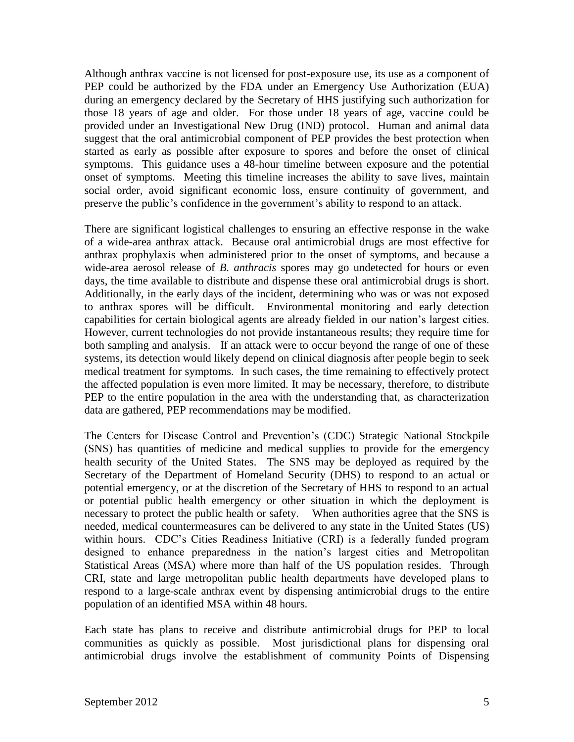Although anthrax vaccine is not licensed for post-exposure use, its use as a component of PEP could be authorized by the FDA under an Emergency Use Authorization (EUA) during an emergency declared by the Secretary of HHS justifying such authorization for those 18 years of age and older. For those under 18 years of age, vaccine could be provided under an Investigational New Drug (IND) protocol. Human and animal data suggest that the oral antimicrobial component of PEP provides the best protection when started as early as possible after exposure to spores and before the onset of clinical symptoms. This guidance uses a 48-hour timeline between exposure and the potential onset of symptoms. Meeting this timeline increases the ability to save lives, maintain social order, avoid significant economic loss, ensure continuity of government, and preserve the public's confidence in the government's ability to respond to an attack.

There are significant logistical challenges to ensuring an effective response in the wake of a wide-area anthrax attack. Because oral antimicrobial drugs are most effective for anthrax prophylaxis when administered prior to the onset of symptoms, and because a wide-area aerosol release of *B. anthracis* spores may go undetected for hours or even days, the time available to distribute and dispense these oral antimicrobial drugs is short. Additionally, in the early days of the incident, determining who was or was not exposed to anthrax spores will be difficult. Environmental monitoring and early detection capabilities for certain biological agents are already fielded in our nation's largest cities. However, current technologies do not provide instantaneous results; they require time for both sampling and analysis. If an attack were to occur beyond the range of one of these systems, its detection would likely depend on clinical diagnosis after people begin to seek medical treatment for symptoms. In such cases, the time remaining to effectively protect the affected population is even more limited. It may be necessary, therefore, to distribute PEP to the entire population in the area with the understanding that, as characterization data are gathered, PEP recommendations may be modified.

The Centers for Disease Control and Prevention's (CDC) Strategic National Stockpile (SNS) has quantities of medicine and medical supplies to provide for the emergency health security of the United States. The SNS may be deployed as required by the Secretary of the Department of Homeland Security (DHS) to respond to an actual or potential emergency, or at the discretion of the Secretary of HHS to respond to an actual or potential public health emergency or other situation in which the deployment is necessary to protect the public health or safety. When authorities agree that the SNS is needed, medical countermeasures can be delivered to any state in the United States (US) within hours. CDC's Cities Readiness Initiative (CRI) is a federally funded program designed to enhance preparedness in the nation's largest cities and Metropolitan Statistical Areas (MSA) where more than half of the US population resides. Through CRI, state and large metropolitan public health departments have developed plans to respond to a large-scale anthrax event by dispensing antimicrobial drugs to the entire population of an identified MSA within 48 hours.

Each state has plans to receive and distribute antimicrobial drugs for PEP to local communities as quickly as possible. Most jurisdictional plans for dispensing oral antimicrobial drugs involve the establishment of community Points of Dispensing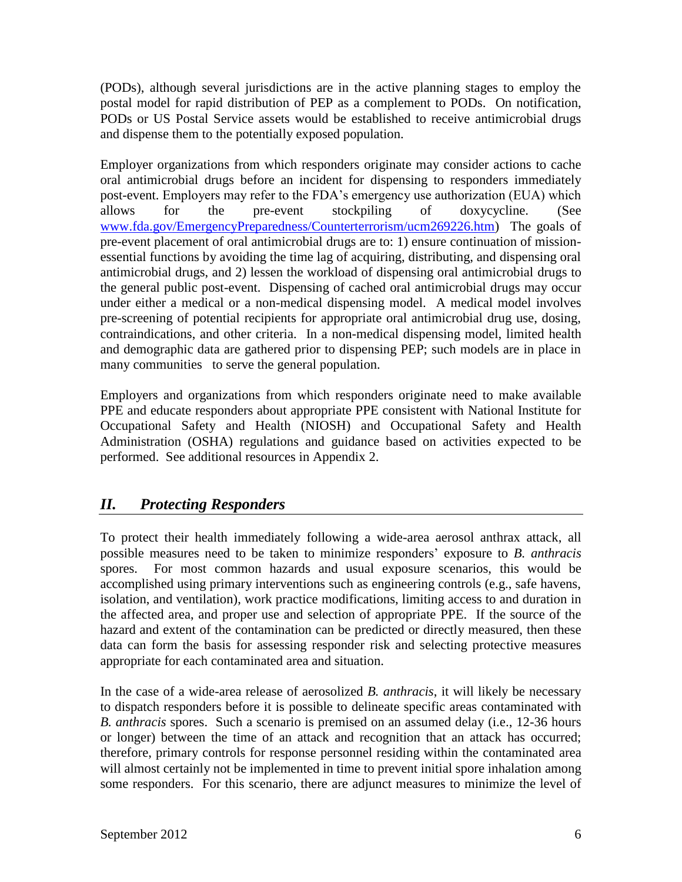(PODs), although several jurisdictions are in the active planning stages to employ the postal model for rapid distribution of PEP as a complement to PODs. On notification, PODs or US Postal Service assets would be established to receive antimicrobial drugs and dispense them to the potentially exposed population.

Employer organizations from which responders originate may consider actions to cache oral antimicrobial drugs before an incident for dispensing to responders immediately post-event. Employers may refer to the FDA's emergency use authorization (EUA) which allows for the pre-event stockpiling of doxycycline. (See www.fda.gov/EmergencyPreparedness/Counterterrorism/ucm269226.htm) The goals of pre-event placement of oral antimicrobial drugs are to: 1) ensure continuation of mission-essential functions by avoiding the time lag of acquiring, distributing, and dispensing oral antimicrobial drugs, and 2) lessen the workload of dispensing oral antimicrobial drugs to the general public post-event. Dispensing of cached oral antimicrobial drugs may occur under either a medical or a non-medical dispensing model. A medical model involves pre-screening of potential recipients for appropriate oral antimicrobial drug use, dosing, contraindications, and other criteria. In a non-medical dispensing model, limited health and demographic data are gathered prior to dispensing PEP; such models are in place in many communities to serve the general population.

Employers and organizations from which responders originate need to make available PPE and educate responders about appropriate PPE consistent with National Institute for Occupational Safety and Health (NIOSH) and Occupational Safety and Health Administration (OSHA) regulations and guidance based on activities expected to be performed. See additional resources in Appendix 2.

## *II. Protecting Responders*

To protect their health immediately following a wide-area aerosol anthrax attack, all possible measures need to be taken to minimize responders' exposure to *B. anthracis* spores. For most common hazards and usual exposure scenarios, this would be accomplished using primary interventions such as engineering controls (e.g., safe havens, isolation, and ventilation), work practice modifications, limiting access to and duration in the affected area, and proper use and selection of appropriate PPE. If the source of the hazard and extent of the contamination can be predicted or directly measured, then these data can form the basis for assessing responder risk and selecting protective measures appropriate for each contaminated area and situation.

In the case of a wide-area release of aerosolized *B. anthracis*, it will likely be necessary to dispatch responders before it is possible to delineate specific areas contaminated with *B. anthracis* spores. Such a scenario is premised on an assumed delay (i.e., 12-36 hours or longer) between the time of an attack and recognition that an attack has occurred; therefore, primary controls for response personnel residing within the contaminated area will almost certainly not be implemented in time to prevent initial spore inhalation among some responders. For this scenario, there are adjunct measures to minimize the level of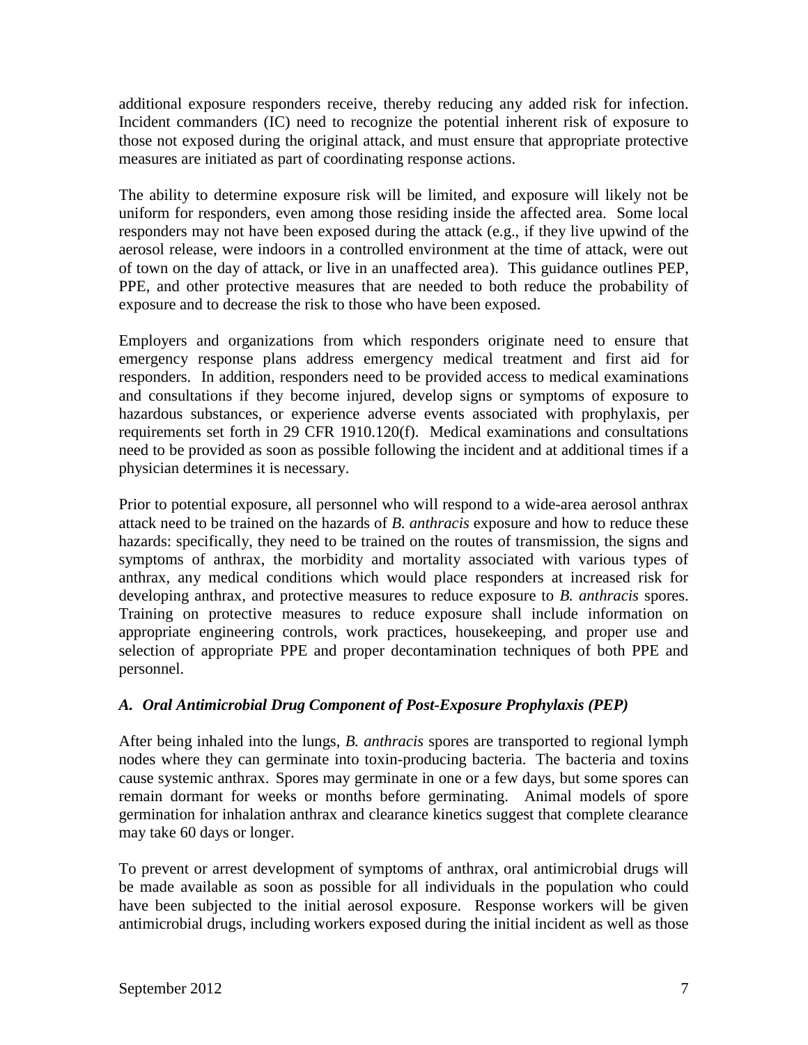additional exposure responders receive, thereby reducing any added risk for infection. Incident commanders (IC) need to recognize the potential inherent risk of exposure to those not exposed during the original attack, and must ensure that appropriate protective measures are initiated as part of coordinating response actions.

The ability to determine exposure risk will be limited, and exposure will likely not be uniform for responders, even among those residing inside the affected area. Some local responders may not have been exposed during the attack (e.g., if they live upwind of the aerosol release, were indoors in a controlled environment at the time of attack, were out of town on the day of attack, or live in an unaffected area). This guidance outlines PEP, PPE, and other protective measures that are needed to both reduce the probability of exposure and to decrease the risk to those who have been exposed.

Employers and organizations from which responders originate need to ensure that emergency response plans address emergency medical treatment and first aid for responders. In addition, responders need to be provided access to medical examinations and consultations if they become injured, develop signs or symptoms of exposure to hazardous substances, or experience adverse events associated with prophylaxis, per requirements set forth in 29 CFR 1910.120(f). Medical examinations and consultations need to be provided as soon as possible following the incident and at additional times if a physician determines it is necessary.

Prior to potential exposure, all personnel who will respond to a wide-area aerosol anthrax attack need to be trained on the hazards of *B. anthracis* exposure and how to reduce these hazards: specifically, they need to be trained on the routes of transmission, the signs and symptoms of anthrax, the morbidity and mortality associated with various types of anthrax, any medical conditions which would place responders at increased risk for developing anthrax, and protective measures to reduce exposure to *B. anthracis* spores. Training on protective measures to reduce exposure shall include information on appropriate engineering controls, work practices, housekeeping, and proper use and selection of appropriate PPE and proper decontamination techniques of both PPE and personnel.

### *A. Oral Antimicrobial Drug Component of Post-Exposure Prophylaxis (PEP)*

After being inhaled into the lungs, *B. anthracis* spores are transported to regional lymph nodes where they can germinate into toxin-producing bacteria. The bacteria and toxins cause systemic anthrax. Spores may germinate in one or a few days, but some spores can remain dormant for weeks or months before germinating. Animal models of spore germination for inhalation anthrax and clearance kinetics suggest that complete clearance may take 60 days or longer.

To prevent or arrest development of symptoms of anthrax, oral antimicrobial drugs will be made available as soon as possible for all individuals in the population who could have been subjected to the initial aerosol exposure. Response workers will be given antimicrobial drugs, including workers exposed during the initial incident as well as those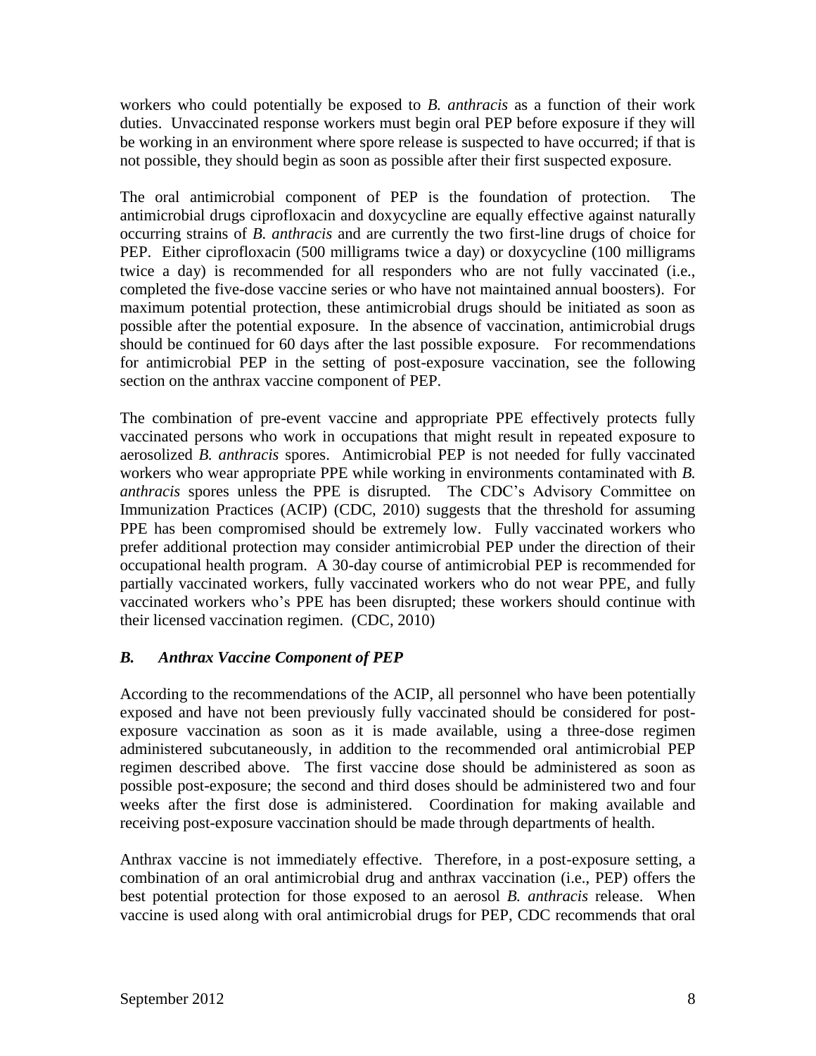workers who could potentially be exposed to *B. anthracis* as a function of their work duties. Unvaccinated response workers must begin oral PEP before exposure if they will be working in an environment where spore release is suspected to have occurred; if that is not possible, they should begin as soon as possible after their first suspected exposure.

The oral antimicrobial component of PEP is the foundation of protection. The antimicrobial drugs ciprofloxacin and doxycycline are equally effective against naturally occurring strains of *B. anthracis* and are currently the two first-line drugs of choice for PEP. Either ciprofloxacin (500 milligrams twice a day) or doxycycline (100 milligrams twice a day) is recommended for all responders who are not fully vaccinated (i.e., completed the five-dose vaccine series or who have not maintained annual boosters). For maximum potential protection, these antimicrobial drugs should be initiated as soon as possible after the potential exposure. In the absence of vaccination, antimicrobial drugs should be continued for 60 days after the last possible exposure. For recommendations for antimicrobial PEP in the setting of post-exposure vaccination, see the following section on the anthrax vaccine component of PEP.

The combination of pre-event vaccine and appropriate PPE effectively protects fully vaccinated persons who work in occupations that might result in repeated exposure to aerosolized *B. anthracis* spores. Antimicrobial PEP is not needed for fully vaccinated workers who wear appropriate PPE while working in environments contaminated with *B. anthracis* spores unless the PPE is disrupted. The CDC's Advisory Committee on Immunization Practices (ACIP) (CDC, 2010) suggests that the threshold for assuming PPE has been compromised should be extremely low. Fully vaccinated workers who prefer additional protection may consider antimicrobial PEP under the direction of their occupational health program. A 30-day course of antimicrobial PEP is recommended for partially vaccinated workers, fully vaccinated workers who do not wear PPE, and fully vaccinated workers who's PPE has been disrupted; these workers should continue with their licensed vaccination regimen. (CDC, 2010)

### *B. Anthrax Vaccine Component of PEP*

According to the recommendations of the ACIP, all personnel who have been potentially exposed and have not been previously fully vaccinated should be considered for post-exposure vaccination as soon as it is made available, using a three-dose regimen administered subcutaneously, in addition to the recommended oral antimicrobial PEP regimen described above. The first vaccine dose should be administered as soon as possible post-exposure; the second and third doses should be administered two and four weeks after the first dose is administered. Coordination for making available and receiving post-exposure vaccination should be made through departments of health.

Anthrax vaccine is not immediately effective. Therefore, in a post-exposure setting, a combination of an oral antimicrobial drug and anthrax vaccination (i.e., PEP) offers the best potential protection for those exposed to an aerosol *B. anthracis* release. When vaccine is used along with oral antimicrobial drugs for PEP, CDC recommends that oral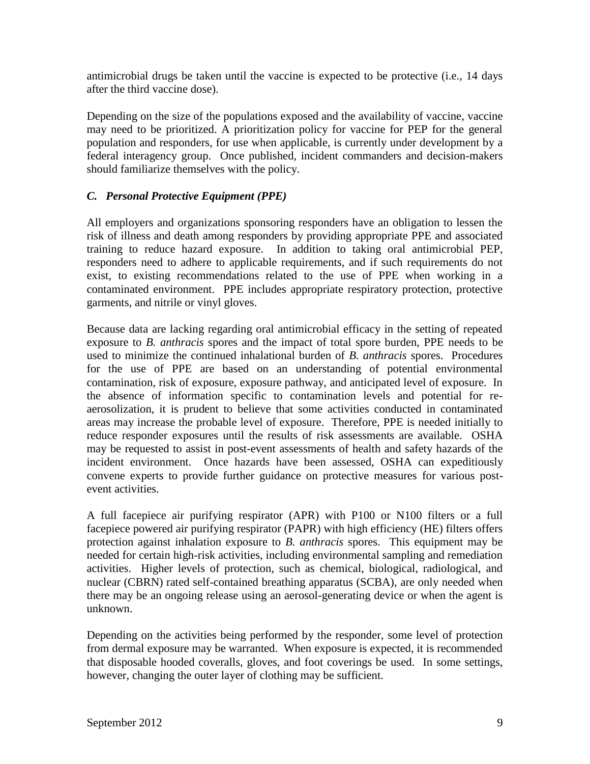antimicrobial drugs be taken until the vaccine is expected to be protective (i.e., 14 days after the third vaccine dose).

Depending on the size of the populations exposed and the availability of vaccine, vaccine may need to be prioritized. A prioritization policy for vaccine for PEP for the general population and responders, for use when applicable, is currently under development by a federal interagency group. Once published, incident commanders and decision-makers should familiarize themselves with the policy.

### *C. Personal Protective Equipment (PPE)*

All employers and organizations sponsoring responders have an obligation to lessen the risk of illness and death among responders by providing appropriate PPE and associated training to reduce hazard exposure. In addition to taking oral antimicrobial PEP, responders need to adhere to applicable requirements, and if such requirements do not exist, to existing recommendations related to the use of PPE when working in a contaminated environment. PPE includes appropriate respiratory protection, protective garments, and nitrile or vinyl gloves.

Because data are lacking regarding oral antimicrobial efficacy in the setting of repeated exposure to *B. anthracis* spores and the impact of total spore burden, PPE needs to be used to minimize the continued inhalational burden of *B. anthracis* spores. Procedures for the use of PPE are based on an understanding of potential environmental contamination, risk of exposure, exposure pathway, and anticipated level of exposure. In the absence of information specific to contamination levels and potential for re-aerosolization, it is prudent to believe that some activities conducted in contaminated areas may increase the probable level of exposure. Therefore, PPE is needed initially to reduce responder exposures until the results of risk assessments are available. OSHA may be requested to assist in post-event assessments of health and safety hazards of the incident environment. Once hazards have been assessed, OSHA can expeditiously convene experts to provide further guidance on protective measures for various post-event activities.

A full facepiece air purifying respirator (APR) with P100 or N100 filters or a full facepiece powered air purifying respirator (PAPR) with high efficiency (HE) filters offers protection against inhalation exposure to *B. anthracis* spores. This equipment may be needed for certain high-risk activities, including environmental sampling and remediation activities. Higher levels of protection, such as chemical, biological, radiological, and nuclear (CBRN) rated self-contained breathing apparatus (SCBA), are only needed when there may be an ongoing release using an aerosol-generating device or when the agent is unknown.

Depending on the activities being performed by the responder, some level of protection from dermal exposure may be warranted. When exposure is expected, it is recommended that disposable hooded coveralls, gloves, and foot coverings be used. In some settings, however, changing the outer layer of clothing may be sufficient.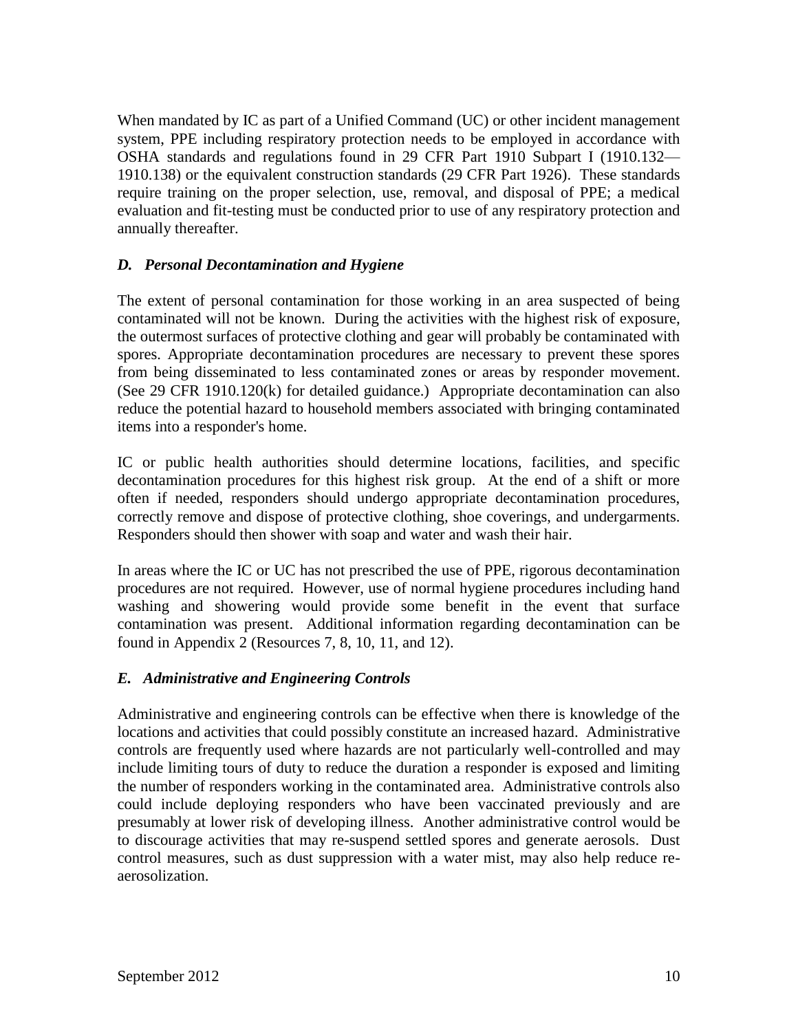When mandated by IC as part of a Unified Command (UC) or other incident management system, PPE including respiratory protection needs to be employed in accordance with OSHA standards and regulations found in 29 CFR Part 1910 Subpart I (1910.132—1910.138) or the equivalent construction standards (29 CFR Part 1926). These standards require training on the proper selection, use, removal, and disposal of PPE; a medical evaluation and fit-testing must be conducted prior to use of any respiratory protection and annually thereafter.

### *D. Personal Decontamination and Hygiene*

The extent of personal contamination for those working in an area suspected of being contaminated will not be known. During the activities with the highest risk of exposure, the outermost surfaces of protective clothing and gear will probably be contaminated with spores. Appropriate decontamination procedures are necessary to prevent these spores from being disseminated to less contaminated zones or areas by responder movement. (See 29 CFR 1910.120(k) for detailed guidance.) Appropriate decontamination can also reduce the potential hazard to household members associated with bringing contaminated items into a responder's home.

IC or public health authorities should determine locations, facilities, and specific decontamination procedures for this highest risk group. At the end of a shift or more often if needed, responders should undergo appropriate decontamination procedures, correctly remove and dispose of protective clothing, shoe coverings, and undergarments. Responders should then shower with soap and water and wash their hair.

In areas where the IC or UC has not prescribed the use of PPE, rigorous decontamination procedures are not required. However, use of normal hygiene procedures including hand washing and showering would provide some benefit in the event that surface contamination was present. Additional information regarding decontamination can be found in Appendix 2 (Resources 7, 8, 10, 11, and 12).

### *E. Administrative and Engineering Controls*

Administrative and engineering controls can be effective when there is knowledge of the locations and activities that could possibly constitute an increased hazard. Administrative controls are frequently used where hazards are not particularly well-controlled and may include limiting tours of duty to reduce the duration a responder is exposed and limiting the number of responders working in the contaminated area. Administrative controls also could include deploying responders who have been vaccinated previously and are presumably at lower risk of developing illness. Another administrative control would be to discourage activities that may re-suspend settled spores and generate aerosols. Dust control measures, such as dust suppression with a water mist, may also help reduce re-aerosolization.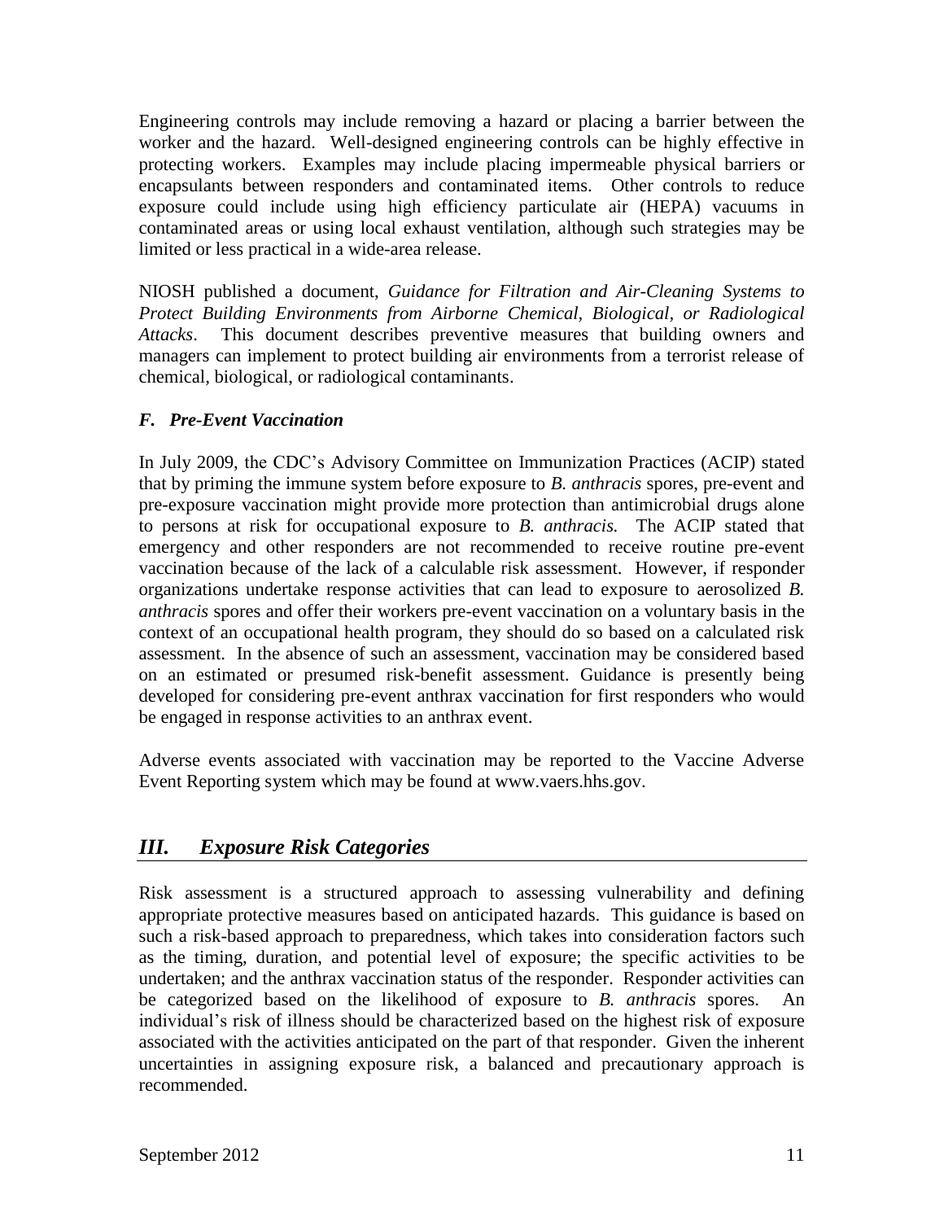Engineering controls may include removing a hazard or placing a barrier between the worker and the hazard. Well-designed engineering controls can be highly effective in protecting workers. Examples may include placing impermeable physical barriers or encapsulants between responders and contaminated items. Other controls to reduce exposure could include using high efficiency particulate air (HEPA) vacuums in contaminated areas or using local exhaust ventilation, although such strategies may be limited or less practical in a wide-area release.

NIOSH published a document, *Guidance for Filtration and Air-Cleaning Systems to Protect Building Environments from Airborne Chemical, Biological, or Radiological Attacks*. This document describes preventive measures that building owners and managers can implement to protect building air environments from a terrorist release of chemical, biological, or radiological contaminants.

### *F. Pre-Event Vaccination*

In July 2009, the CDC's Advisory Committee on Immunization Practices (ACIP) stated that by priming the immune system before exposure to *B. anthracis* spores, pre-event and pre-exposure vaccination might provide more protection than antimicrobial drugs alone to persons at risk for occupational exposure to *B. anthracis.* The ACIP stated that emergency and other responders are not recommended to receive routine pre-event vaccination because of the lack of a calculable risk assessment. However, if responder organizations undertake response activities that can lead to exposure to aerosolized *B. anthracis* spores and offer their workers pre-event vaccination on a voluntary basis in the context of an occupational health program, they should do so based on a calculated risk assessment. In the absence of such an assessment, vaccination may be considered based on an estimated or presumed risk-benefit assessment. Guidance is presently being developed for considering pre-event anthrax vaccination for first responders who would be engaged in response activities to an anthrax event.

Adverse events associated with vaccination may be reported to the Vaccine Adverse Event Reporting system which may be found at www.vaers.hhs.gov.

## *III. Exposure Risk Categories*

Risk assessment is a structured approach to assessing vulnerability and defining appropriate protective measures based on anticipated hazards. This guidance is based on such a risk-based approach to preparedness, which takes into consideration factors such as the timing, duration, and potential level of exposure; the specific activities to be undertaken; and the anthrax vaccination status of the responder. Responder activities can be categorized based on the likelihood of exposure to *B. anthracis* spores. An individual's risk of illness should be characterized based on the highest risk of exposure associated with the activities anticipated on the part of that responder. Given the inherent uncertainties in assigning exposure risk, a balanced and precautionary approach is recommended.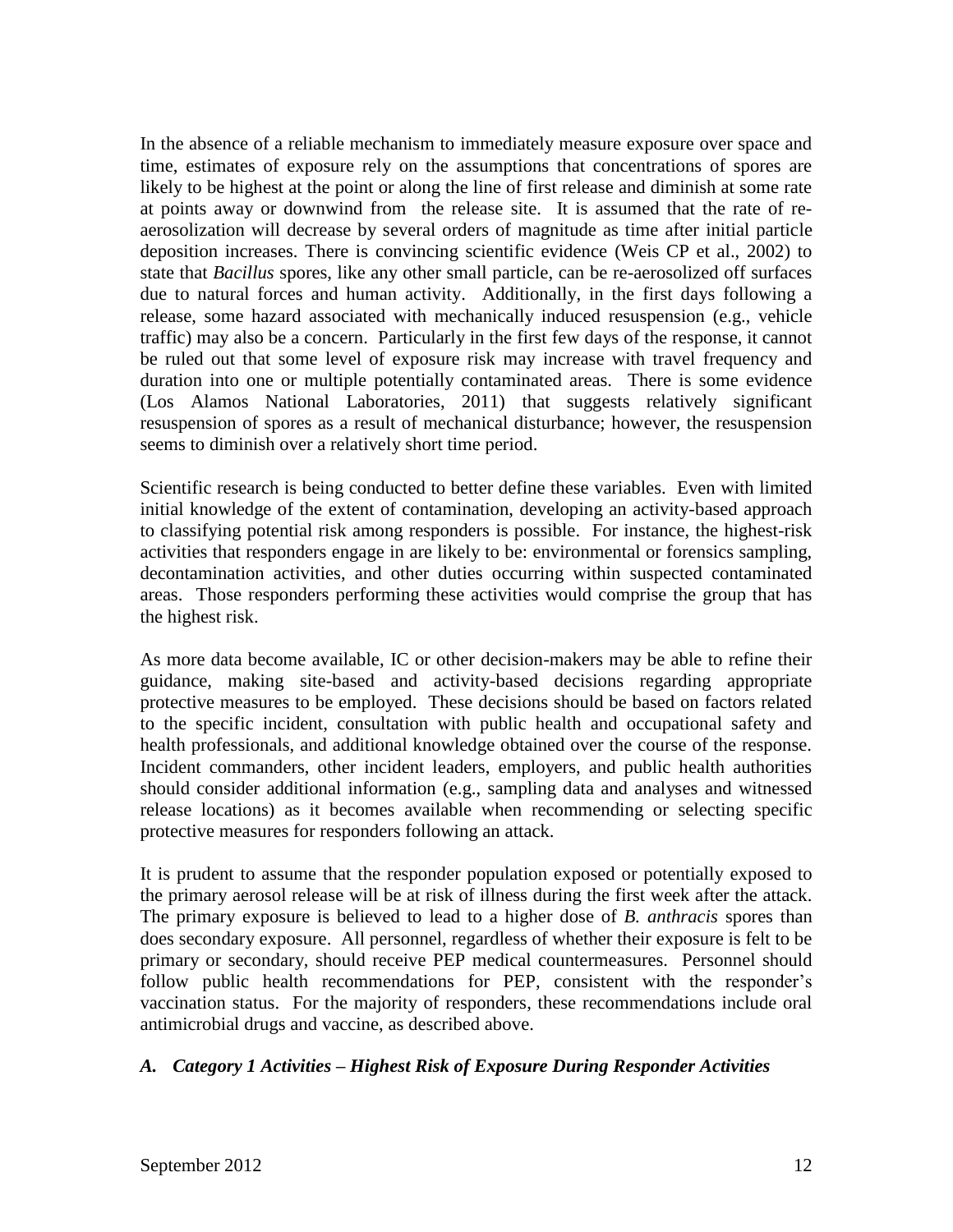In the absence of a reliable mechanism to immediately measure exposure over space and time, estimates of exposure rely on the assumptions that concentrations of spores are likely to be highest at the point or along the line of first release and diminish at some rate at points away or downwind from the release site. It is assumed that the rate of re-aerosolization will decrease by several orders of magnitude as time after initial particle deposition increases. There is convincing scientific evidence (Weis CP et al., 2002) to state that *Bacillus* spores, like any other small particle, can be re-aerosolized off surfaces due to natural forces and human activity. Additionally, in the first days following a release, some hazard associated with mechanically induced resuspension (e.g., vehicle traffic) may also be a concern. Particularly in the first few days of the response, it cannot be ruled out that some level of exposure risk may increase with travel frequency and duration into one or multiple potentially contaminated areas. There is some evidence (Los Alamos National Laboratories, 2011) that suggests relatively significant resuspension of spores as a result of mechanical disturbance; however, the resuspension seems to diminish over a relatively short time period.

Scientific research is being conducted to better define these variables. Even with limited initial knowledge of the extent of contamination, developing an activity-based approach to classifying potential risk among responders is possible. For instance, the highest-risk activities that responders engage in are likely to be: environmental or forensics sampling, decontamination activities, and other duties occurring within suspected contaminated areas. Those responders performing these activities would comprise the group that has the highest risk.

As more data become available, IC or other decision-makers may be able to refine their guidance, making site-based and activity-based decisions regarding appropriate protective measures to be employed. These decisions should be based on factors related to the specific incident, consultation with public health and occupational safety and health professionals, and additional knowledge obtained over the course of the response. Incident commanders, other incident leaders, employers, and public health authorities should consider additional information (e.g., sampling data and analyses and witnessed release locations) as it becomes available when recommending or selecting specific protective measures for responders following an attack.

It is prudent to assume that the responder population exposed or potentially exposed to the primary aerosol release will be at risk of illness during the first week after the attack. The primary exposure is believed to lead to a higher dose of *B. anthracis* spores than does secondary exposure. All personnel, regardless of whether their exposure is felt to be primary or secondary, should receive PEP medical countermeasures. Personnel should follow public health recommendations for PEP, consistent with the responder's vaccination status. For the majority of responders, these recommendations include oral antimicrobial drugs and vaccine, as described above.

### *A. Category 1 Activities – Highest Risk of Exposure During Responder Activities*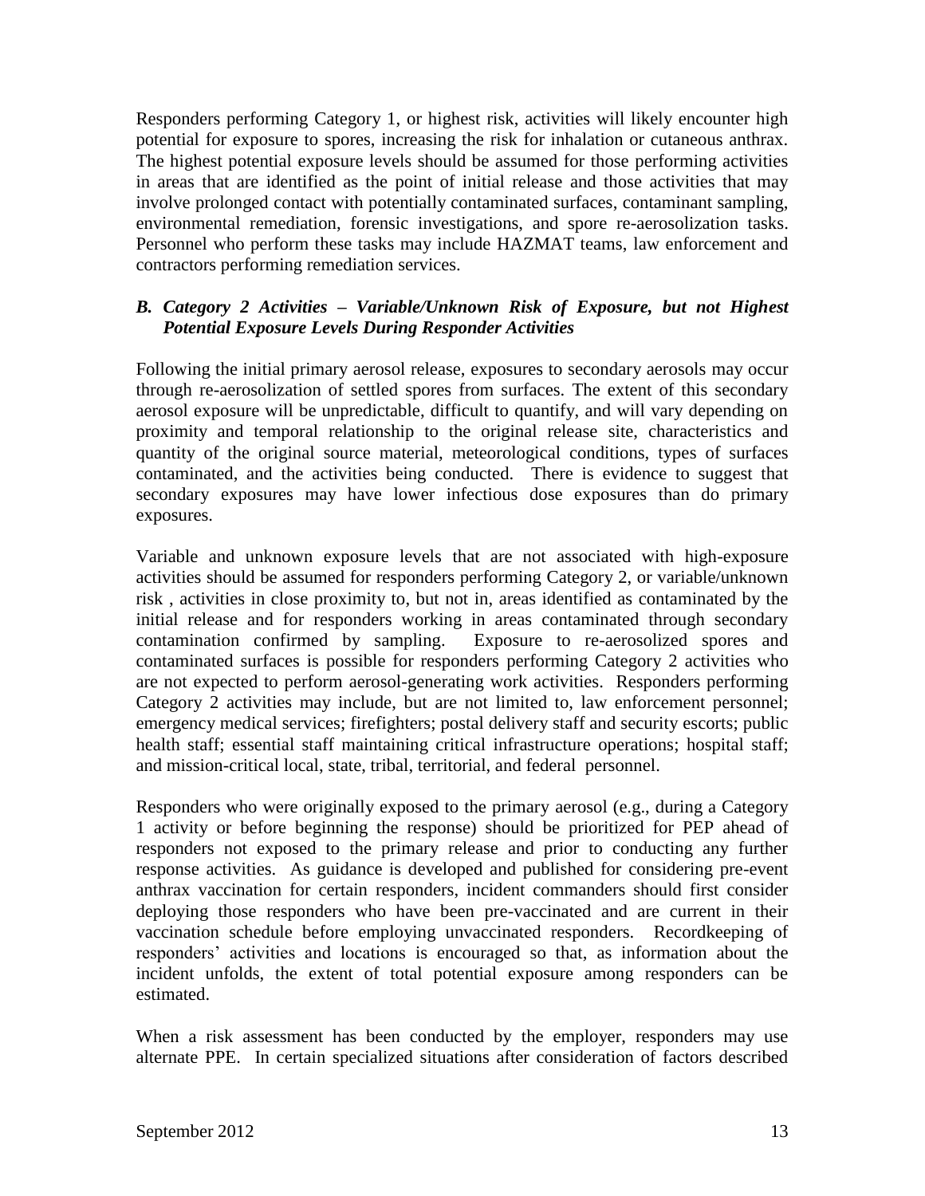Responders performing Category 1, or highest risk, activities will likely encounter high potential for exposure to spores, increasing the risk for inhalation or cutaneous anthrax. The highest potential exposure levels should be assumed for those performing activities in areas that are identified as the point of initial release and those activities that may involve prolonged contact with potentially contaminated surfaces, contaminant sampling, environmental remediation, forensic investigations, and spore re-aerosolization tasks. Personnel who perform these tasks may include HAZMAT teams, law enforcement and contractors performing remediation services.

### *B. Category 2 Activities – Variable/Unknown Risk of Exposure, but not Highest Potential Exposure Levels During Responder Activities*

Following the initial primary aerosol release, exposures to secondary aerosols may occur through re-aerosolization of settled spores from surfaces. The extent of this secondary aerosol exposure will be unpredictable, difficult to quantify, and will vary depending on proximity and temporal relationship to the original release site, characteristics and quantity of the original source material, meteorological conditions, types of surfaces contaminated, and the activities being conducted. There is evidence to suggest that secondary exposures may have lower infectious dose exposures than do primary exposures.

Variable and unknown exposure levels that are not associated with high-exposure activities should be assumed for responders performing Category 2, or variable/unknown risk , activities in close proximity to, but not in, areas identified as contaminated by the initial release and for responders working in areas contaminated through secondary contamination confirmed by sampling. Exposure to re-aerosolized spores and contaminated surfaces is possible for responders performing Category 2 activities who are not expected to perform aerosol-generating work activities. Responders performing Category 2 activities may include, but are not limited to, law enforcement personnel; emergency medical services; firefighters; postal delivery staff and security escorts; public health staff; essential staff maintaining critical infrastructure operations; hospital staff; and mission-critical local, state, tribal, territorial, and federal personnel.

Responders who were originally exposed to the primary aerosol (e.g., during a Category 1 activity or before beginning the response) should be prioritized for PEP ahead of responders not exposed to the primary release and prior to conducting any further response activities. As guidance is developed and published for considering pre-event anthrax vaccination for certain responders, incident commanders should first consider deploying those responders who have been pre-vaccinated and are current in their vaccination schedule before employing unvaccinated responders. Recordkeeping of responders' activities and locations is encouraged so that, as information about the incident unfolds, the extent of total potential exposure among responders can be estimated.

When a risk assessment has been conducted by the employer, responders may use alternate PPE. In certain specialized situations after consideration of factors described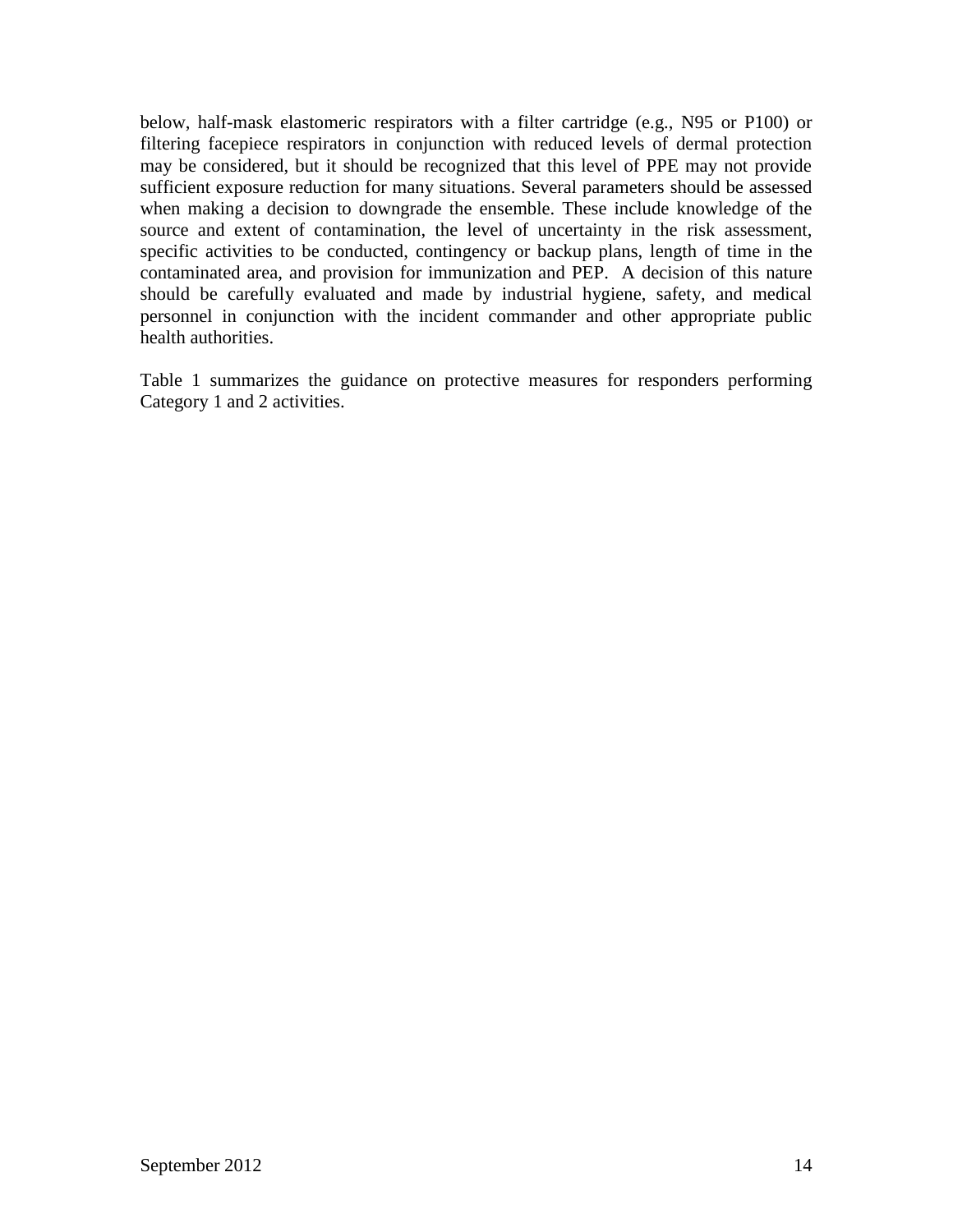below, half-mask elastomeric respirators with a filter cartridge (e.g., N95 or P100) or filtering facepiece respirators in conjunction with reduced levels of dermal protection may be considered, but it should be recognized that this level of PPE may not provide sufficient exposure reduction for many situations. Several parameters should be assessed when making a decision to downgrade the ensemble. These include knowledge of the source and extent of contamination, the level of uncertainty in the risk assessment, specific activities to be conducted, contingency or backup plans, length of time in the contaminated area, and provision for immunization and PEP. A decision of this nature should be carefully evaluated and made by industrial hygiene, safety, and medical personnel in conjunction with the incident commander and other appropriate public health authorities.

Table 1 summarizes the guidance on protective measures for responders performing Category 1 and 2 activities.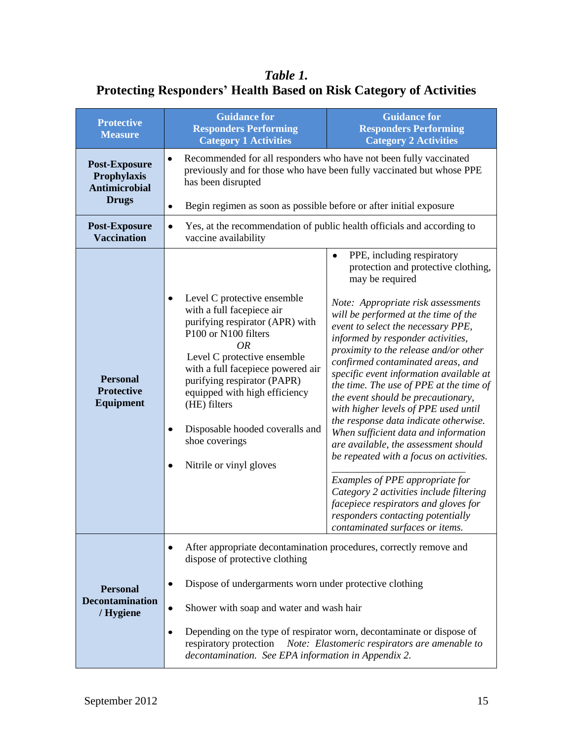***Table 1.***
**Protecting Responders' Health Based on Risk Category of Activities**

| Protective Measure | Guidance for Responders Performing Category 1 Activities | Guidance for Responders Performing Category 2 Activities |
|---|---|---|
| **Post-Exposure Prophylaxis Antimicrobial Drugs** | • Recommended for all responders who have not been fully vaccinated previously and for those who have been fully vaccinated but whose PPE has been disrupted<br><br>• Begin regimen as soon as possible before or after initial exposure | |
| **Post-Exposure Vaccination** | • Yes, at the recommendation of public health officials and according to vaccine availability | |
| **Personal Protective Equipment** | • Level C protective ensemble with a full facepiece air purifying respirator (APR) with P100 or N100 filters<br>*OR*<br>Level C protective ensemble with a full facepiece powered air purifying respirator (PAPR) equipped with high efficiency (HE) filters<br><br>• Disposable hooded coveralls and shoe coverings<br><br>• Nitrile or vinyl gloves | • PPE, including respiratory protection and protective clothing, may be required<br><br>*Note: Appropriate risk assessments will be performed at the time of the event to select the necessary PPE, informed by responder activities, proximity to the release and/or other confirmed contaminated areas, and specific event information available at the time. The use of PPE at the time of the event should be precautionary, with higher levels of PPE used until the response data indicate otherwise. When sufficient data and information are available, the assessment should be repeated with a focus on activities.*<br>\_\_\_\_\_\_\_\_\_\_\_\_\_\_\_\_\_\_\_\_\_\_\_\_<br>*Examples of PPE appropriate for Category 2 activities include filtering facepiece respirators and gloves for responders contacting potentially contaminated surfaces or items.* |
| **Personal Decontamination / Hygiene** | • After appropriate decontamination procedures, correctly remove and dispose of protective clothing<br><br>• Dispose of undergarments worn under protective clothing<br><br>• Shower with soap and water and wash hair<br><br>• Depending on the type of respirator worn, decontaminate or dispose of respiratory protection *Note: Elastomeric respirators are amenable to decontamination. See EPA information in Appendix 2.* | |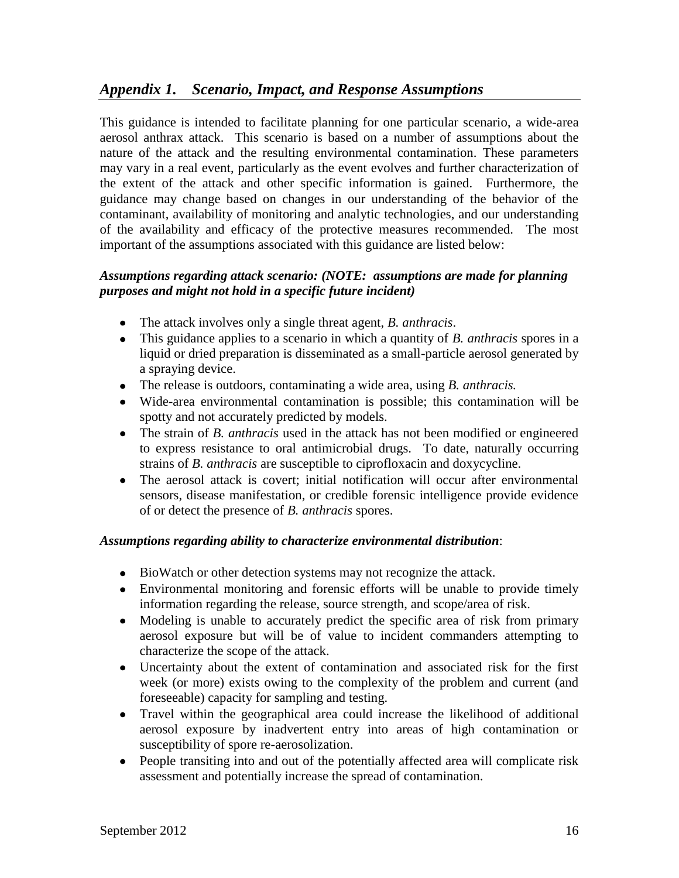## *Appendix 1. Scenario, Impact, and Response Assumptions*

This guidance is intended to facilitate planning for one particular scenario, a wide-area aerosol anthrax attack. This scenario is based on a number of assumptions about the nature of the attack and the resulting environmental contamination. These parameters may vary in a real event, particularly as the event evolves and further characterization of the extent of the attack and other specific information is gained. Furthermore, the guidance may change based on changes in our understanding of the behavior of the contaminant, availability of monitoring and analytic technologies, and our understanding of the availability and efficacy of the protective measures recommended. The most important of the assumptions associated with this guidance are listed below:

***Assumptions regarding attack scenario: (NOTE: assumptions are made for planning purposes and might not hold in a specific future incident)***

- The attack involves only a single threat agent, *B. anthracis*.
- This guidance applies to a scenario in which a quantity of *B. anthracis* spores in a liquid or dried preparation is disseminated as a small-particle aerosol generated by a spraying device.
- The release is outdoors, contaminating a wide area, using *B. anthracis.*
- Wide-area environmental contamination is possible; this contamination will be spotty and not accurately predicted by models.
- The strain of *B. anthracis* used in the attack has not been modified or engineered to express resistance to oral antimicrobial drugs. To date, naturally occurring strains of *B. anthracis* are susceptible to ciprofloxacin and doxycycline.
- The aerosol attack is covert; initial notification will occur after environmental sensors, disease manifestation, or credible forensic intelligence provide evidence of or detect the presence of *B. anthracis* spores.

***Assumptions regarding ability to characterize environmental distribution***:

- BioWatch or other detection systems may not recognize the attack.
- Environmental monitoring and forensic efforts will be unable to provide timely information regarding the release, source strength, and scope/area of risk.
- Modeling is unable to accurately predict the specific area of risk from primary aerosol exposure but will be of value to incident commanders attempting to characterize the scope of the attack.
- Uncertainty about the extent of contamination and associated risk for the first week (or more) exists owing to the complexity of the problem and current (and foreseeable) capacity for sampling and testing.
- Travel within the geographical area could increase the likelihood of additional aerosol exposure by inadvertent entry into areas of high contamination or susceptibility of spore re-aerosolization.
- People transiting into and out of the potentially affected area will complicate risk assessment and potentially increase the spread of contamination.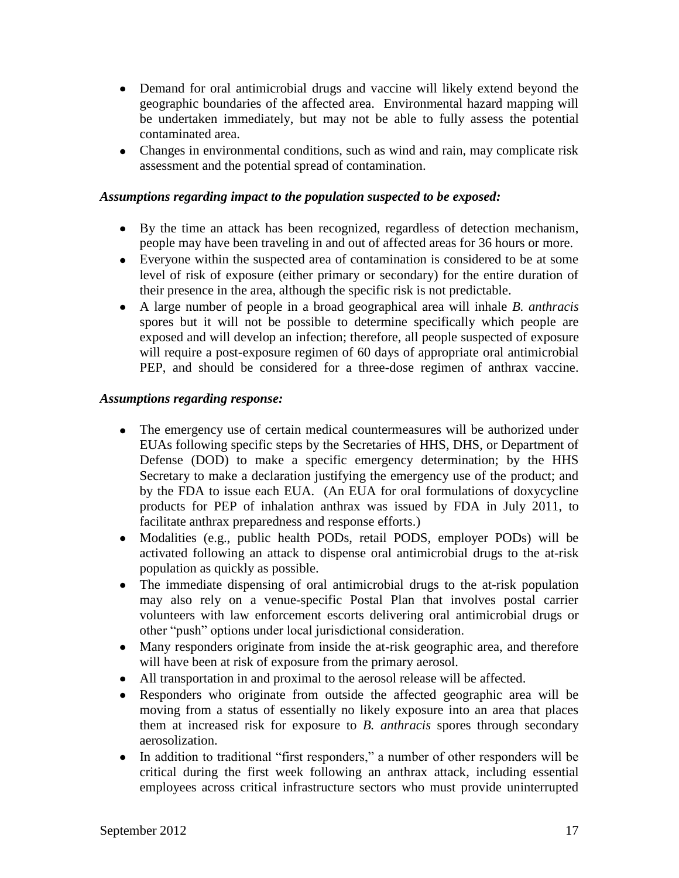- Demand for oral antimicrobial drugs and vaccine will likely extend beyond the geographic boundaries of the affected area. Environmental hazard mapping will be undertaken immediately, but may not be able to fully assess the potential contaminated area.
- Changes in environmental conditions, such as wind and rain, may complicate risk assessment and the potential spread of contamination.

***Assumptions regarding impact to the population suspected to be exposed:***

- By the time an attack has been recognized, regardless of detection mechanism, people may have been traveling in and out of affected areas for 36 hours or more.
- Everyone within the suspected area of contamination is considered to be at some level of risk of exposure (either primary or secondary) for the entire duration of their presence in the area, although the specific risk is not predictable.
- A large number of people in a broad geographical area will inhale *B. anthracis* spores but it will not be possible to determine specifically which people are exposed and will develop an infection; therefore, all people suspected of exposure will require a post-exposure regimen of 60 days of appropriate oral antimicrobial PEP, and should be considered for a three-dose regimen of anthrax vaccine.

***Assumptions regarding response:***

- The emergency use of certain medical countermeasures will be authorized under EUAs following specific steps by the Secretaries of HHS, DHS, or Department of Defense (DOD) to make a specific emergency determination; by the HHS Secretary to make a declaration justifying the emergency use of the product; and by the FDA to issue each EUA. (An EUA for oral formulations of doxycycline products for PEP of inhalation anthrax was issued by FDA in July 2011, to facilitate anthrax preparedness and response efforts.)
- Modalities (e.g., public health PODs, retail PODS, employer PODs) will be activated following an attack to dispense oral antimicrobial drugs to the at-risk population as quickly as possible.
- The immediate dispensing of oral antimicrobial drugs to the at-risk population may also rely on a venue-specific Postal Plan that involves postal carrier volunteers with law enforcement escorts delivering oral antimicrobial drugs or other "push" options under local jurisdictional consideration.
- Many responders originate from inside the at-risk geographic area, and therefore will have been at risk of exposure from the primary aerosol.
- All transportation in and proximal to the aerosol release will be affected.
- Responders who originate from outside the affected geographic area will be moving from a status of essentially no likely exposure into an area that places them at increased risk for exposure to *B. anthracis* spores through secondary aerosolization.
- In addition to traditional "first responders," a number of other responders will be critical during the first week following an anthrax attack, including essential employees across critical infrastructure sectors who must provide uninterrupted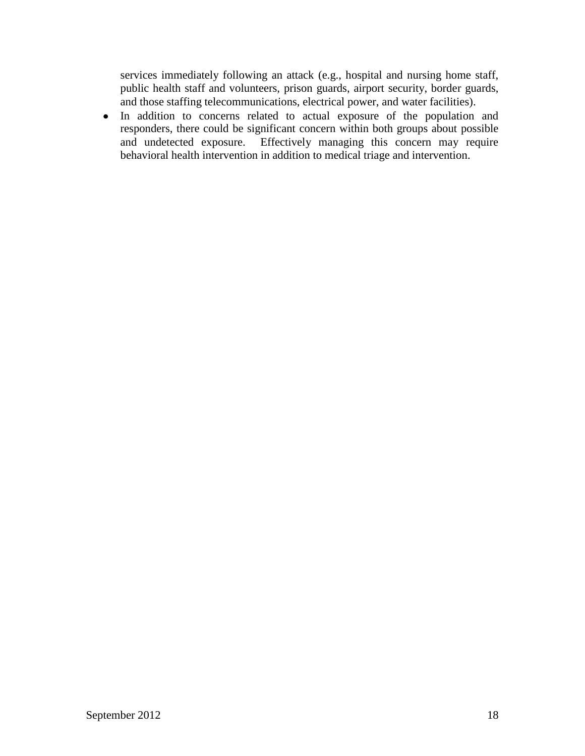services immediately following an attack (e.g., hospital and nursing home staff, public health staff and volunteers, prison guards, airport security, border guards, and those staffing telecommunications, electrical power, and water facilities).

- In addition to concerns related to actual exposure of the population and responders, there could be significant concern within both groups about possible and undetected exposure. Effectively managing this concern may require behavioral health intervention in addition to medical triage and intervention.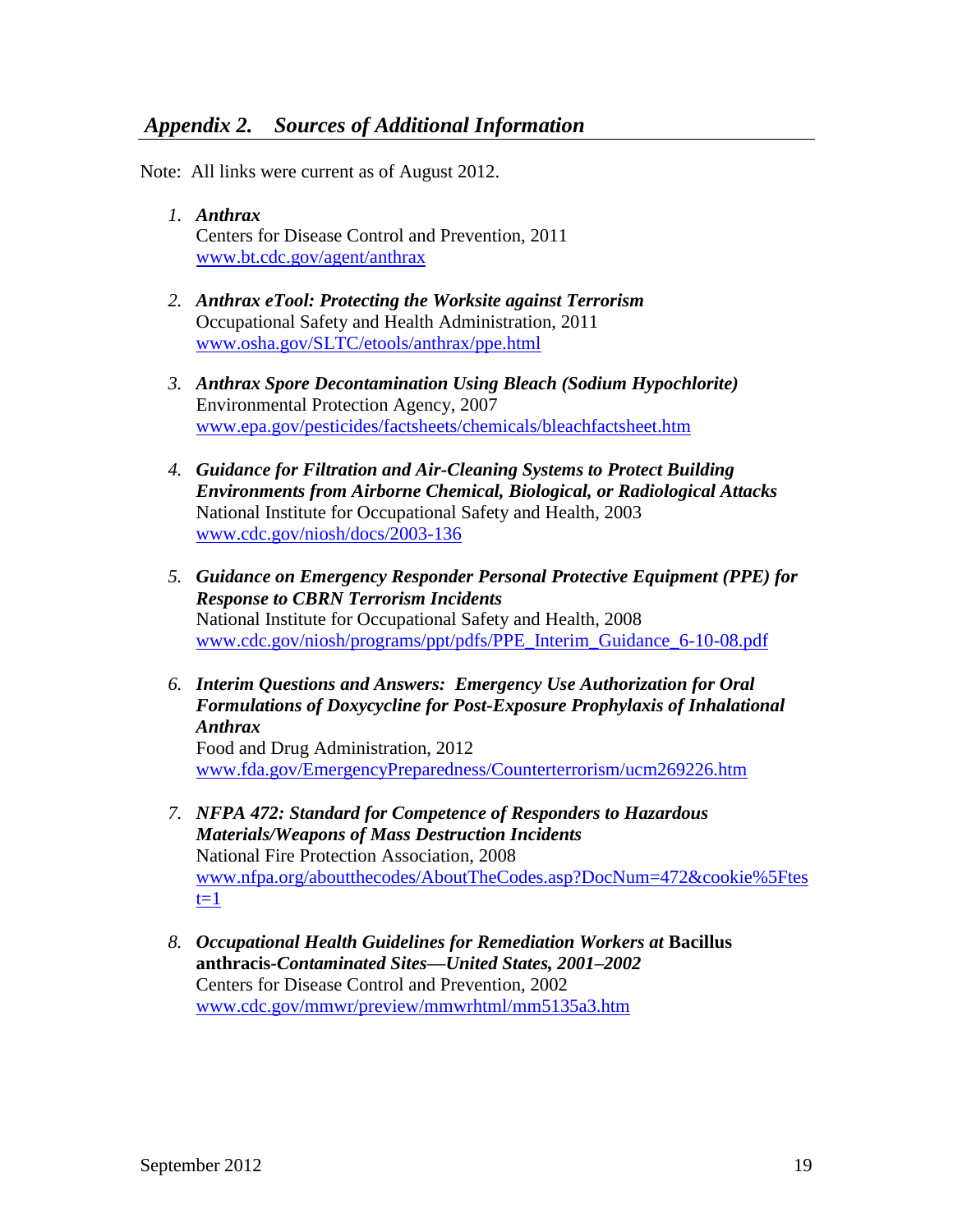## *Appendix 2. Sources of Additional Information*

Note: All links were current as of August 2012.

1. ***Anthrax***
   Centers for Disease Control and Prevention, 2011
   www.bt.cdc.gov/agent/anthrax

2. ***Anthrax eTool: Protecting the Worksite against Terrorism***
   Occupational Safety and Health Administration, 2011
   www.osha.gov/SLTC/etools/anthrax/ppe.html

3. ***Anthrax Spore Decontamination Using Bleach (Sodium Hypochlorite)***
   Environmental Protection Agency, 2007
   www.epa.gov/pesticides/factsheets/chemicals/bleachfactsheet.htm

4. ***Guidance for Filtration and Air-Cleaning Systems to Protect Building Environments from Airborne Chemical, Biological, or Radiological Attacks***
   National Institute for Occupational Safety and Health, 2003
   www.cdc.gov/niosh/docs/2003-136

5. ***Guidance on Emergency Responder Personal Protective Equipment (PPE) for Response to CBRN Terrorism Incidents***
   National Institute for Occupational Safety and Health, 2008
   www.cdc.gov/niosh/programs/ppt/pdfs/PPE_Interim_Guidance_6-10-08.pdf

6. ***Interim Questions and Answers: Emergency Use Authorization for Oral Formulations of Doxycycline for Post-Exposure Prophylaxis of Inhalational Anthrax***
   Food and Drug Administration, 2012
   www.fda.gov/EmergencyPreparedness/Counterterrorism/ucm269226.htm

7. ***NFPA 472: Standard for Competence of Responders to Hazardous Materials/Weapons of Mass Destruction Incidents***
   National Fire Protection Association, 2008
   www.nfpa.org/aboutthecodes/AboutTheCodes.asp?DocNum=472&cookie%5Ftest=1

8. ***Occupational Health Guidelines for Remediation Workers at* Bacillus anthracis*-Contaminated Sites—United States, 2001–2002***
   Centers for Disease Control and Prevention, 2002
   www.cdc.gov/mmwr/preview/mmwrhtml/mm5135a3.htm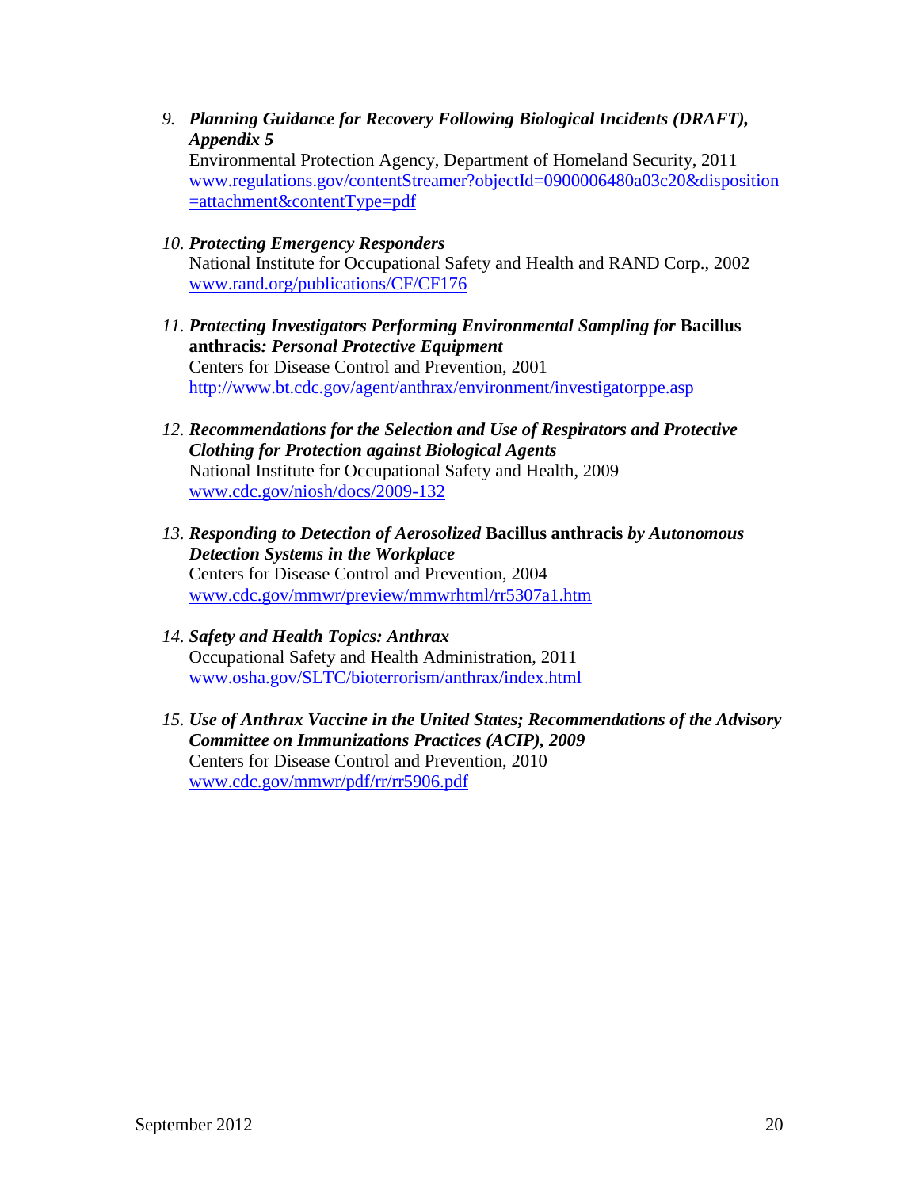9. ***Planning Guidance for Recovery Following Biological Incidents (DRAFT), Appendix 5***
   Environmental Protection Agency, Department of Homeland Security, 2011
   www.regulations.gov/contentStreamer?objectId=0900006480a03c20&disposition=attachment&contentType=pdf

10. ***Protecting Emergency Responders***
    National Institute for Occupational Safety and Health and RAND Corp., 2002
    www.rand.org/publications/CF/CF176

11. ***Protecting Investigators Performing Environmental Sampling for* Bacillus anthracis*: Personal Protective Equipment***
    Centers for Disease Control and Prevention, 2001
    http://www.bt.cdc.gov/agent/anthrax/environment/investigatorppe.asp

12. ***Recommendations for the Selection and Use of Respirators and Protective Clothing for Protection against Biological Agents***
    National Institute for Occupational Safety and Health, 2009
    www.cdc.gov/niosh/docs/2009-132

13. ***Responding to Detection of Aerosolized* Bacillus anthracis *by Autonomous Detection Systems in the Workplace***
    Centers for Disease Control and Prevention, 2004
    www.cdc.gov/mmwr/preview/mmwrhtml/rr5307a1.htm

14. ***Safety and Health Topics: Anthrax***
    Occupational Safety and Health Administration, 2011
    www.osha.gov/SLTC/bioterrorism/anthrax/index.html

15. ***Use of Anthrax Vaccine in the United States; Recommendations of the Advisory Committee on Immunizations Practices (ACIP), 2009***
    Centers for Disease Control and Prevention, 2010
    www.cdc.gov/mmwr/pdf/rr/rr5906.pdf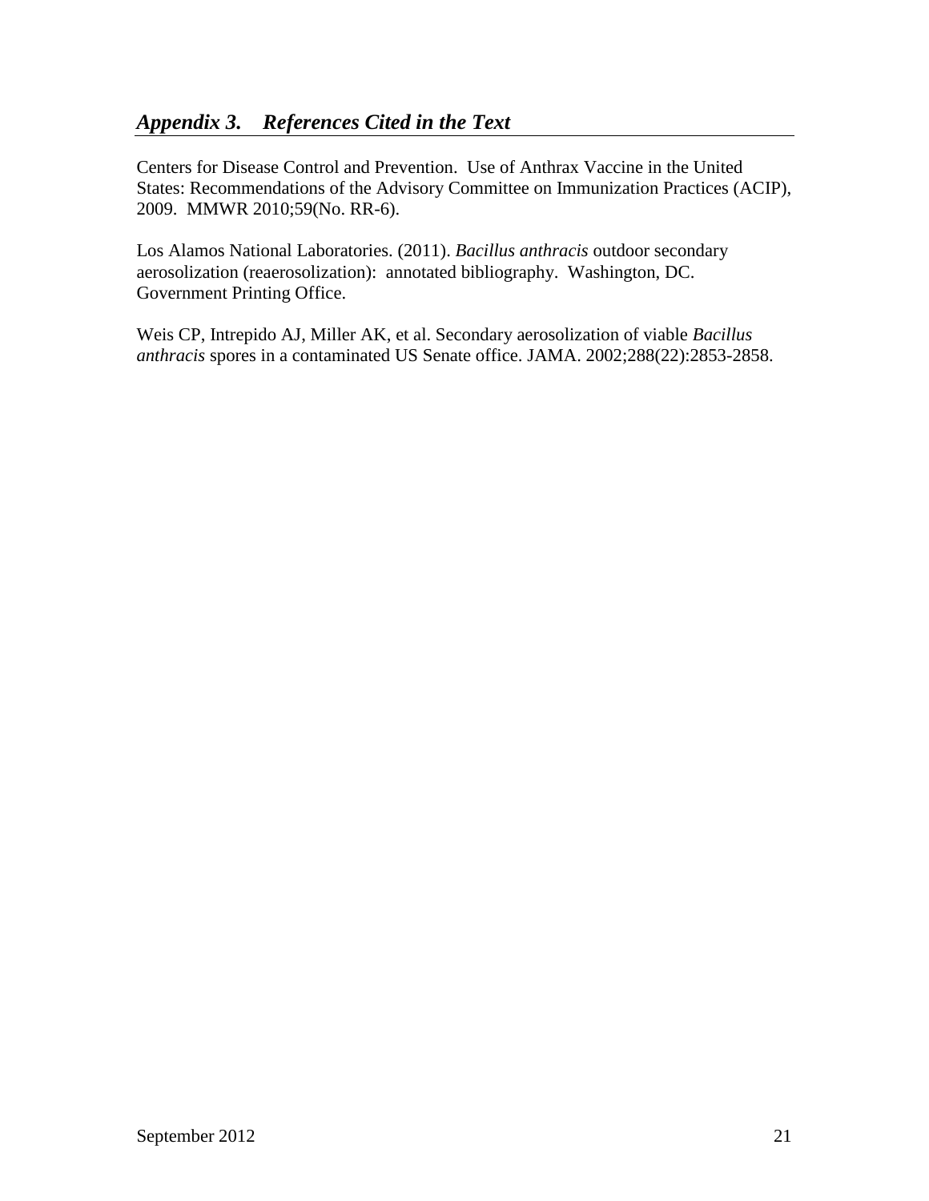## *Appendix 3. References Cited in the Text*

Centers for Disease Control and Prevention. Use of Anthrax Vaccine in the United States: Recommendations of the Advisory Committee on Immunization Practices (ACIP), 2009. MMWR 2010;59(No. RR-6).

Los Alamos National Laboratories. (2011). *Bacillus anthracis* outdoor secondary aerosolization (reaerosolization): annotated bibliography. Washington, DC. Government Printing Office.

Weis CP, Intrepido AJ, Miller AK, et al. Secondary aerosolization of viable *Bacillus anthracis* spores in a contaminated US Senate office. JAMA. 2002;288(22):2853-2858.

September 2012